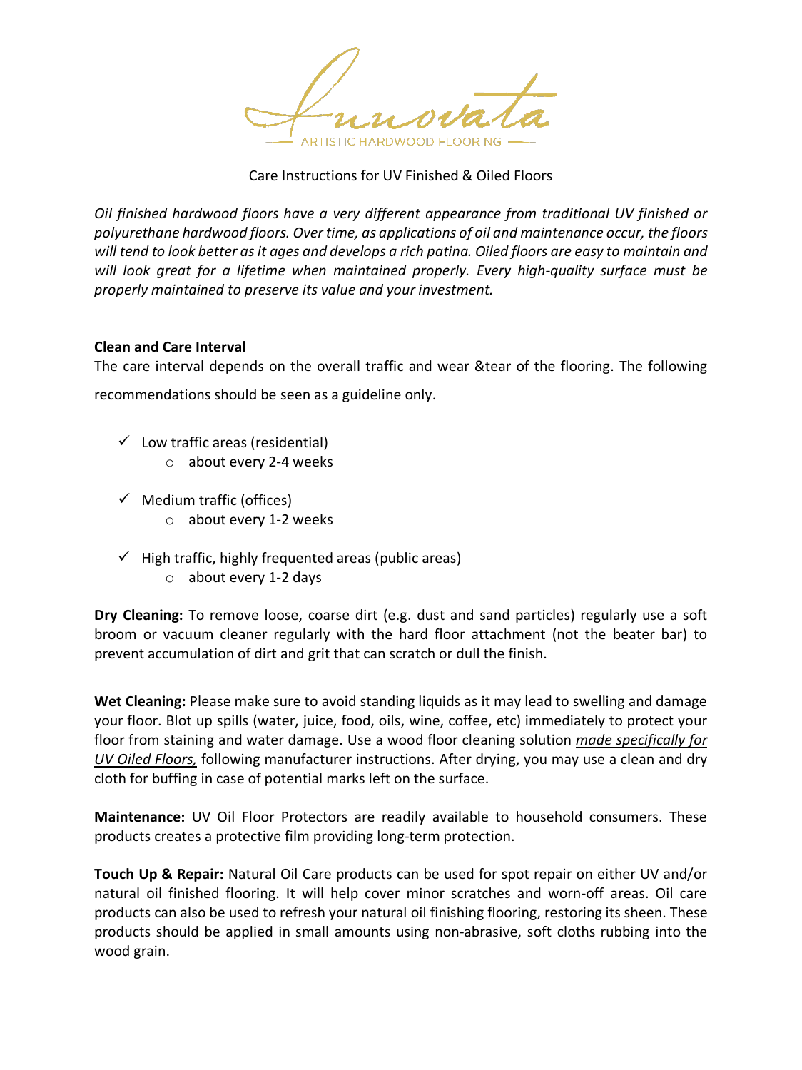Innovata

ARTISTIC HARDWOOD FLOORING

# Care Instructions for UV Finished & Oiled Floors

*Oil finished hardwood floors have a very different appearance from traditional UV finished or polyurethane hardwood floors. Over time, as applications of oil and maintenance occur, the floors will tend to look better as it ages and develops a rich patina. Oiled floors are easy to maintain and will look great for a lifetime when maintained properly. Every high-quality surface must be properly maintained to preserve its value and your investment.*

**Clean and Care Interval**

The care interval depends on the overall traffic and wear &tear of the flooring. The following recommendations should be seen as a guideline only.

- ✓ Low traffic areas (residential)
  - about every 2-4 weeks
- ✓ Medium traffic (offices)
  - about every 1-2 weeks
- ✓ High traffic, highly frequented areas (public areas)
  - about every 1-2 days

**Dry Cleaning:** To remove loose, coarse dirt (e.g. dust and sand particles) regularly use a soft broom or vacuum cleaner regularly with the hard floor attachment (not the beater bar) to prevent accumulation of dirt and grit that can scratch or dull the finish.

**Wet Cleaning:** Please make sure to avoid standing liquids as it may lead to swelling and damage your floor. Blot up spills (water, juice, food, oils, wine, coffee, etc) immediately to protect your floor from staining and water damage. Use a wood floor cleaning solution <u>*made specifically for UV Oiled Floors,*</u> following manufacturer instructions. After drying, you may use a clean and dry cloth for buffing in case of potential marks left on the surface.

**Maintenance:** UV Oil Floor Protectors are readily available to household consumers. These products creates a protective film providing long-term protection.

**Touch Up & Repair:** Natural Oil Care products can be used for spot repair on either UV and/or natural oil finished flooring. It will help cover minor scratches and worn-off areas. Oil care products can also be used to refresh your natural oil finishing flooring, restoring its sheen. These products should be applied in small amounts using non-abrasive, soft cloths rubbing into the wood grain.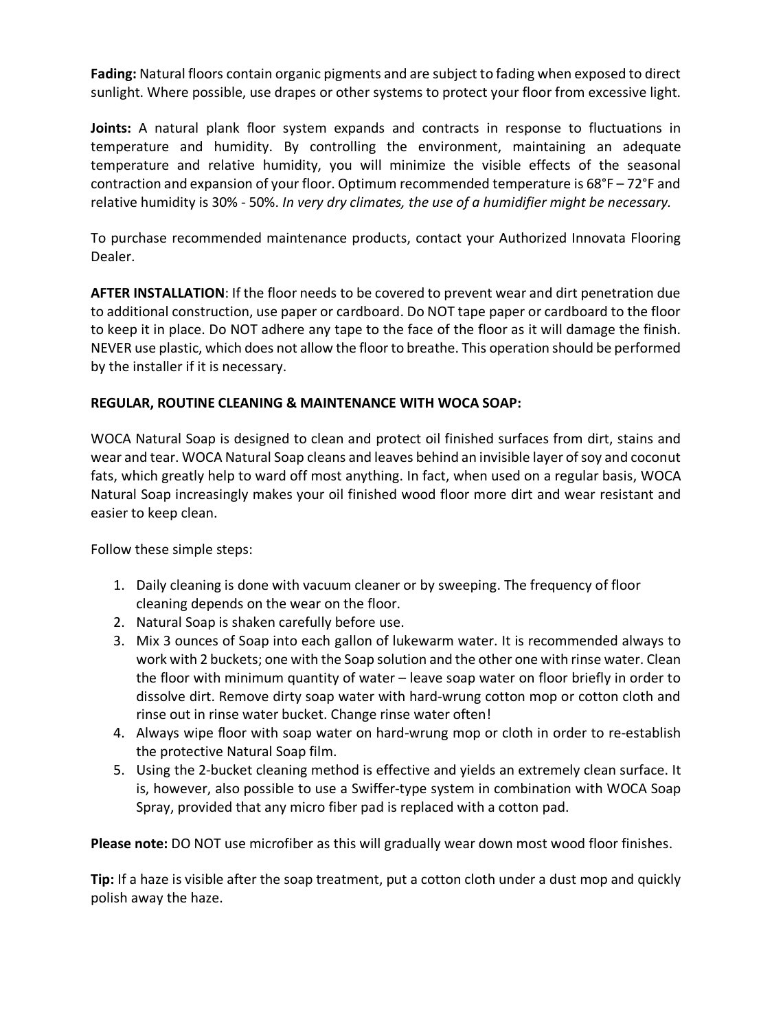**Fading:** Natural floors contain organic pigments and are subject to fading when exposed to direct sunlight. Where possible, use drapes or other systems to protect your floor from excessive light.

**Joints:** A natural plank floor system expands and contracts in response to fluctuations in temperature and humidity. By controlling the environment, maintaining an adequate temperature and relative humidity, you will minimize the visible effects of the seasonal contraction and expansion of your floor. Optimum recommended temperature is 68°F – 72°F and relative humidity is 30% - 50%. *In very dry climates, the use of a humidifier might be necessary.*

To purchase recommended maintenance products, contact your Authorized Innovata Flooring Dealer.

**AFTER INSTALLATION**: If the floor needs to be covered to prevent wear and dirt penetration due to additional construction, use paper or cardboard. Do NOT tape paper or cardboard to the floor to keep it in place. Do NOT adhere any tape to the face of the floor as it will damage the finish. NEVER use plastic, which does not allow the floor to breathe. This operation should be performed by the installer if it is necessary.

**REGULAR, ROUTINE CLEANING & MAINTENANCE WITH WOCA SOAP:**

WOCA Natural Soap is designed to clean and protect oil finished surfaces from dirt, stains and wear and tear. WOCA Natural Soap cleans and leaves behind an invisible layer of soy and coconut fats, which greatly help to ward off most anything. In fact, when used on a regular basis, WOCA Natural Soap increasingly makes your oil finished wood floor more dirt and wear resistant and easier to keep clean.

Follow these simple steps:

1. Daily cleaning is done with vacuum cleaner or by sweeping. The frequency of floor cleaning depends on the wear on the floor.
2. Natural Soap is shaken carefully before use.
3. Mix 3 ounces of Soap into each gallon of lukewarm water. It is recommended always to work with 2 buckets; one with the Soap solution and the other one with rinse water. Clean the floor with minimum quantity of water – leave soap water on floor briefly in order to dissolve dirt. Remove dirty soap water with hard-wrung cotton mop or cotton cloth and rinse out in rinse water bucket. Change rinse water often!
4. Always wipe floor with soap water on hard-wrung mop or cloth in order to re-establish the protective Natural Soap film.
5. Using the 2-bucket cleaning method is effective and yields an extremely clean surface. It is, however, also possible to use a Swiffer-type system in combination with WOCA Soap Spray, provided that any micro fiber pad is replaced with a cotton pad.

**Please note:** DO NOT use microfiber as this will gradually wear down most wood floor finishes.

**Tip:** If a haze is visible after the soap treatment, put a cotton cloth under a dust mop and quickly polish away the haze.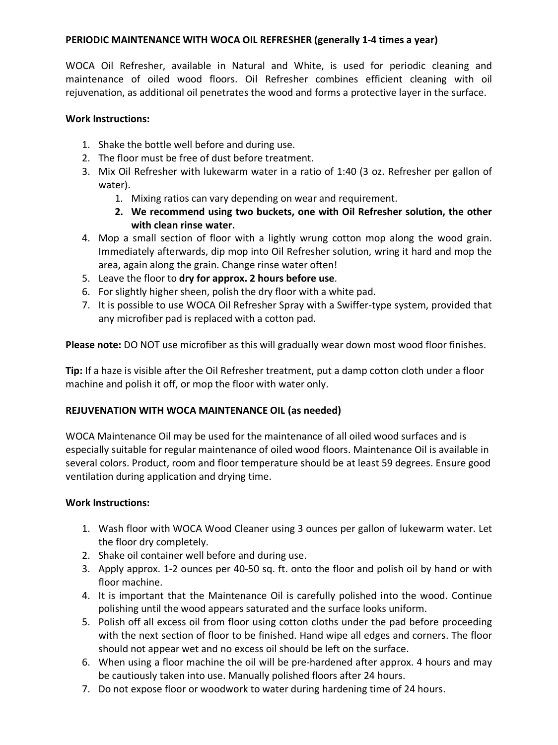**PERIODIC MAINTENANCE WITH WOCA OIL REFRESHER (generally 1-4 times a year)**

WOCA Oil Refresher, available in Natural and White, is used for periodic cleaning and maintenance of oiled wood floors. Oil Refresher combines efficient cleaning with oil rejuvenation, as additional oil penetrates the wood and forms a protective layer in the surface.

**Work Instructions:**

1. Shake the bottle well before and during use.
2. The floor must be free of dust before treatment.
3. Mix Oil Refresher with lukewarm water in a ratio of 1:40 (3 oz. Refresher per gallon of water).
    1. Mixing ratios can vary depending on wear and requirement.
    2. **We recommend using two buckets, one with Oil Refresher solution, the other with clean rinse water.**
4. Mop a small section of floor with a lightly wrung cotton mop along the wood grain. Immediately afterwards, dip mop into Oil Refresher solution, wring it hard and mop the area, again along the grain. Change rinse water often!
5. Leave the floor to **dry for approx. 2 hours before use**.
6. For slightly higher sheen, polish the dry floor with a white pad.
7. It is possible to use WOCA Oil Refresher Spray with a Swiffer-type system, provided that any microfiber pad is replaced with a cotton pad.

**Please note:** DO NOT use microfiber as this will gradually wear down most wood floor finishes.

**Tip:** If a haze is visible after the Oil Refresher treatment, put a damp cotton cloth under a floor machine and polish it off, or mop the floor with water only.

**REJUVENATION WITH WOCA MAINTENANCE OIL (as needed)**

WOCA Maintenance Oil may be used for the maintenance of all oiled wood surfaces and is especially suitable for regular maintenance of oiled wood floors. Maintenance Oil is available in several colors. Product, room and floor temperature should be at least 59 degrees. Ensure good ventilation during application and drying time.

**Work Instructions:**

1. Wash floor with WOCA Wood Cleaner using 3 ounces per gallon of lukewarm water. Let the floor dry completely.
2. Shake oil container well before and during use.
3. Apply approx. 1-2 ounces per 40-50 sq. ft. onto the floor and polish oil by hand or with floor machine.
4. It is important that the Maintenance Oil is carefully polished into the wood. Continue polishing until the wood appears saturated and the surface looks uniform.
5. Polish off all excess oil from floor using cotton cloths under the pad before proceeding with the next section of floor to be finished. Hand wipe all edges and corners. The floor should not appear wet and no excess oil should be left on the surface.
6. When using a floor machine the oil will be pre-hardened after approx. 4 hours and may be cautiously taken into use. Manually polished floors after 24 hours.
7. Do not expose floor or woodwork to water during hardening time of 24 hours.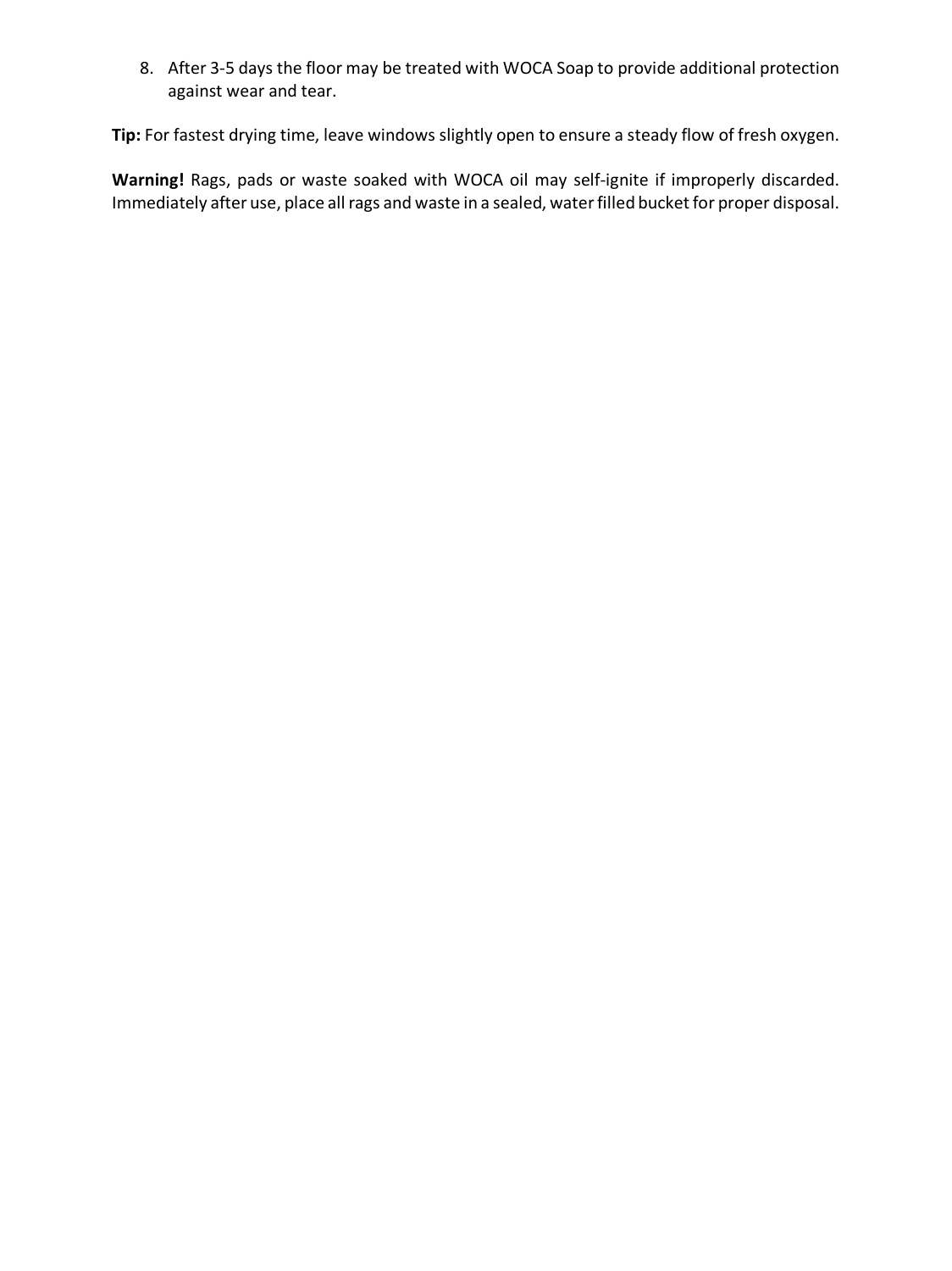8. After 3-5 days the floor may be treated with WOCA Soap to provide additional protection against wear and tear.

**Tip:** For fastest drying time, leave windows slightly open to ensure a steady flow of fresh oxygen.

**Warning!** Rags, pads or waste soaked with WOCA oil may self-ignite if improperly discarded. Immediately after use, place all rags and waste in a sealed, water filled bucket for proper disposal.